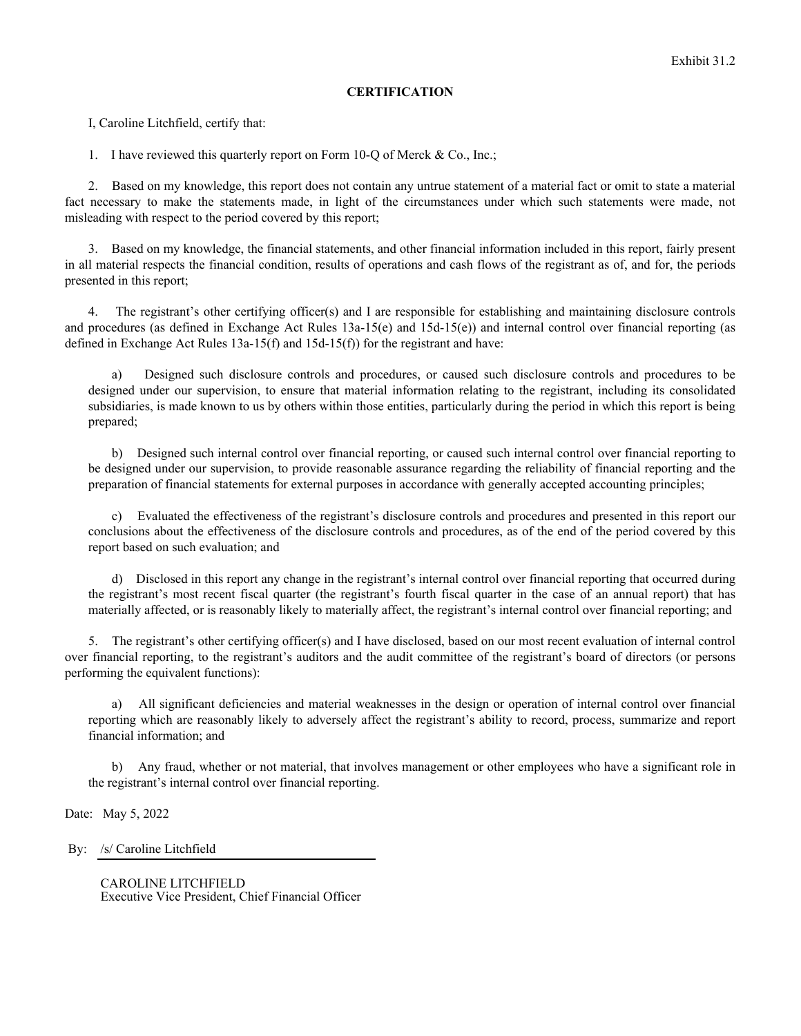Exhibit 31.2

**CERTIFICATION**

I, Caroline Litchfield, certify that:

1. I have reviewed this quarterly report on Form 10-Q of Merck & Co., Inc.;

2. Based on my knowledge, this report does not contain any untrue statement of a material fact or omit to state a material fact necessary to make the statements made, in light of the circumstances under which such statements were made, not misleading with respect to the period covered by this report;

3. Based on my knowledge, the financial statements, and other financial information included in this report, fairly present in all material respects the financial condition, results of operations and cash flows of the registrant as of, and for, the periods presented in this report;

4. The registrant's other certifying officer(s) and I are responsible for establishing and maintaining disclosure controls and procedures (as defined in Exchange Act Rules 13a-15(e) and 15d-15(e)) and internal control over financial reporting (as defined in Exchange Act Rules 13a-15(f) and 15d-15(f)) for the registrant and have:

   a) Designed such disclosure controls and procedures, or caused such disclosure controls and procedures to be designed under our supervision, to ensure that material information relating to the registrant, including its consolidated subsidiaries, is made known to us by others within those entities, particularly during the period in which this report is being prepared;

   b) Designed such internal control over financial reporting, or caused such internal control over financial reporting to be designed under our supervision, to provide reasonable assurance regarding the reliability of financial reporting and the preparation of financial statements for external purposes in accordance with generally accepted accounting principles;

   c) Evaluated the effectiveness of the registrant's disclosure controls and procedures and presented in this report our conclusions about the effectiveness of the disclosure controls and procedures, as of the end of the period covered by this report based on such evaluation; and

   d) Disclosed in this report any change in the registrant's internal control over financial reporting that occurred during the registrant's most recent fiscal quarter (the registrant's fourth fiscal quarter in the case of an annual report) that has materially affected, or is reasonably likely to materially affect, the registrant's internal control over financial reporting; and

5. The registrant's other certifying officer(s) and I have disclosed, based on our most recent evaluation of internal control over financial reporting, to the registrant's auditors and the audit committee of the registrant's board of directors (or persons performing the equivalent functions):

   a) All significant deficiencies and material weaknesses in the design or operation of internal control over financial reporting which are reasonably likely to adversely affect the registrant's ability to record, process, summarize and report financial information; and

   b) Any fraud, whether or not material, that involves management or other employees who have a significant role in the registrant's internal control over financial reporting.

Date: May 5, 2022

By: /s/ Caroline Litchfield

CAROLINE LITCHFIELD
Executive Vice President, Chief Financial Officer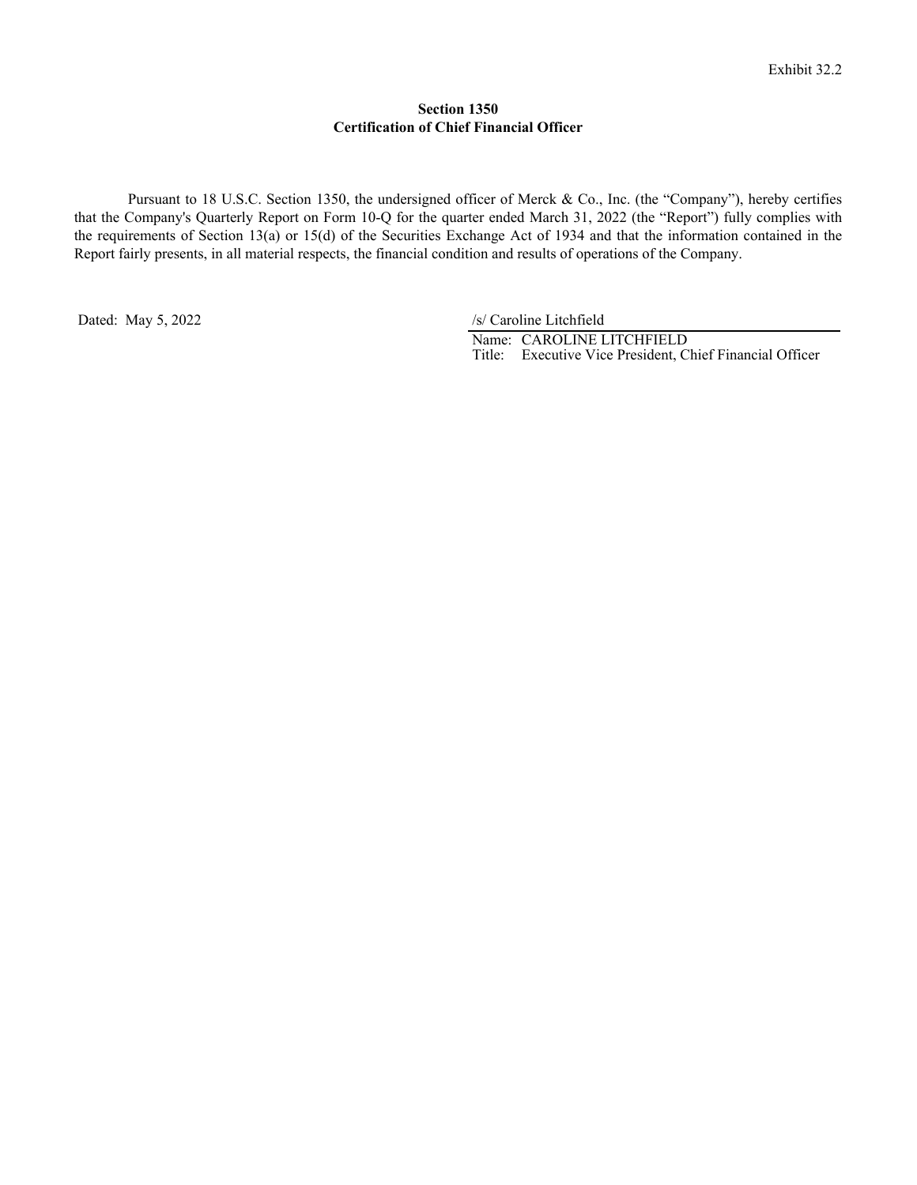Exhibit 32.2

**Section 1350**
**Certification of Chief Financial Officer**

Pursuant to 18 U.S.C. Section 1350, the undersigned officer of Merck & Co., Inc. (the “Company”), hereby certifies that the Company's Quarterly Report on Form 10-Q for the quarter ended March 31, 2022 (the “Report”) fully complies with the requirements of Section 13(a) or 15(d) of the Securities Exchange Act of 1934 and that the information contained in the Report fairly presents, in all material respects, the financial condition and results of operations of the Company.

Dated: May 5, 2022

/s/ Caroline Litchfield

Name: CAROLINE LITCHFIELD
Title: Executive Vice President, Chief Financial Officer